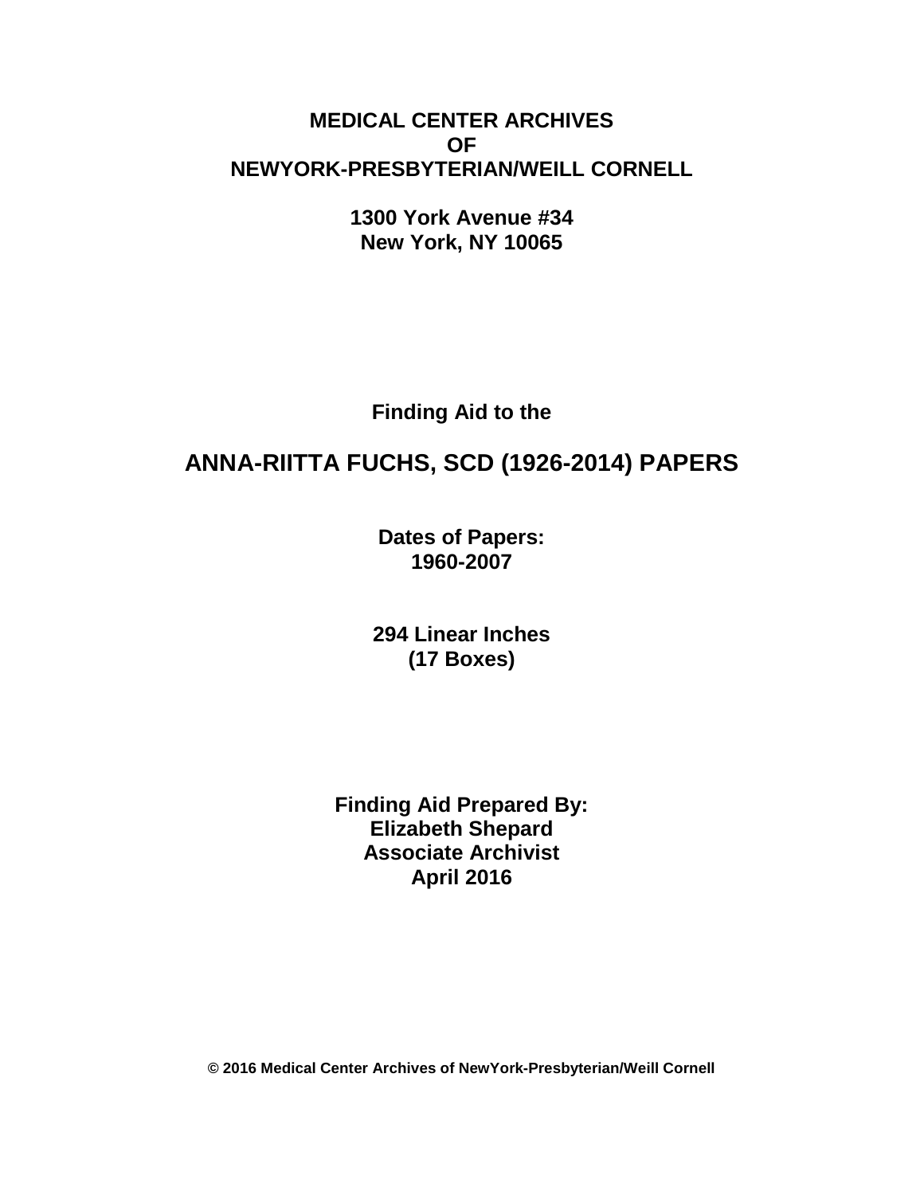**MEDICAL CENTER ARCHIVES**
**OF**
**NEWYORK-PRESBYTERIAN/WEILL CORNELL**

**1300 York Avenue #34**
**New York, NY 10065**

**Finding Aid to the**

# ANNA-RIITTA FUCHS, SCD (1926-2014) PAPERS

**Dates of Papers:**
**1960-2007**

**294 Linear Inches**
**(17 Boxes)**

**Finding Aid Prepared By:**
**Elizabeth Shepard**
**Associate Archivist**
**April 2016**

**© 2016 Medical Center Archives of NewYork-Presbyterian/Weill Cornell**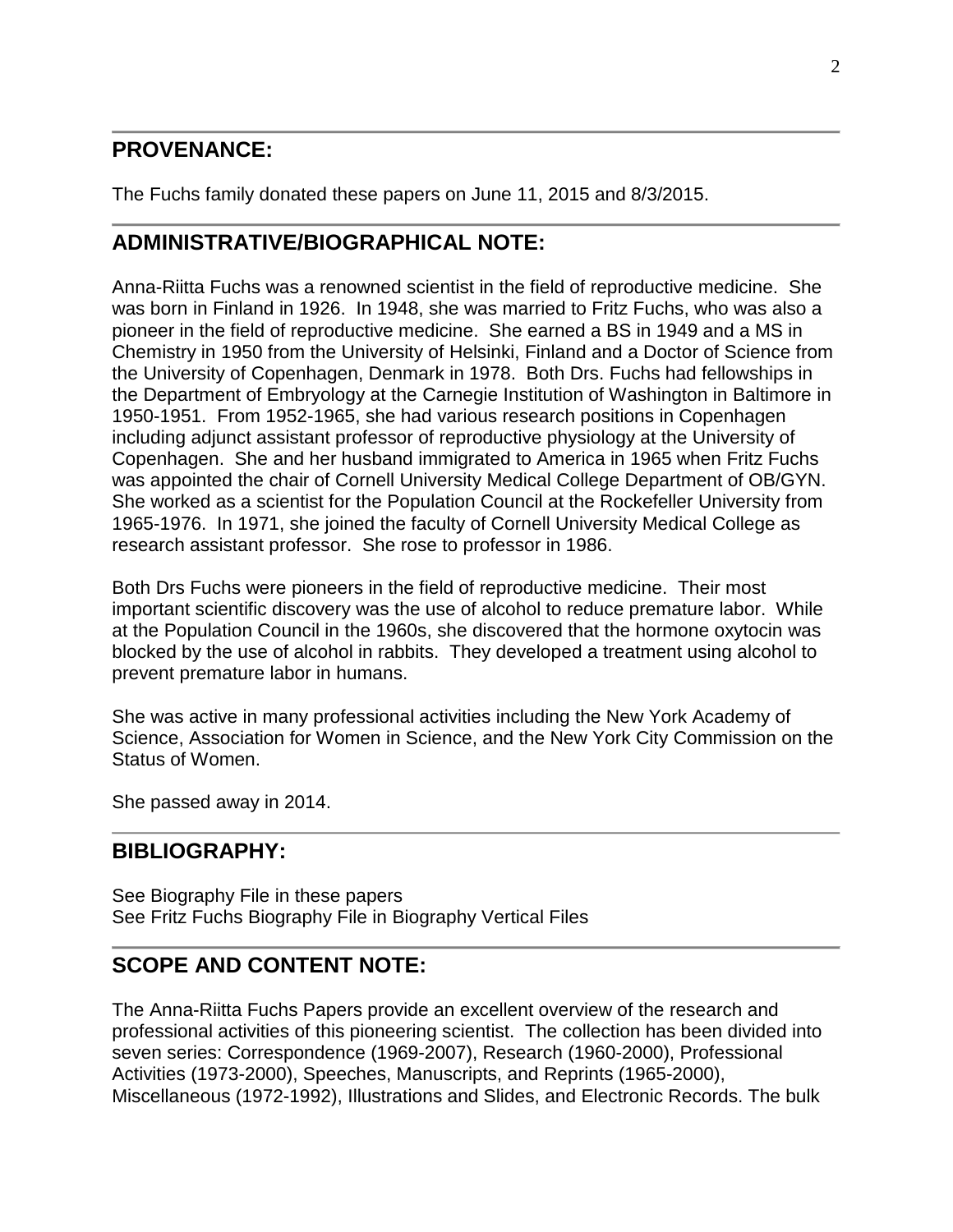## PROVENANCE:

The Fuchs family donated these papers on June 11, 2015 and 8/3/2015.

## ADMINISTRATIVE/BIOGRAPHICAL NOTE:

Anna-Riitta Fuchs was a renowned scientist in the field of reproductive medicine. She was born in Finland in 1926. In 1948, she was married to Fritz Fuchs, who was also a pioneer in the field of reproductive medicine. She earned a BS in 1949 and a MS in Chemistry in 1950 from the University of Helsinki, Finland and a Doctor of Science from the University of Copenhagen, Denmark in 1978. Both Drs. Fuchs had fellowships in the Department of Embryology at the Carnegie Institution of Washington in Baltimore in 1950-1951. From 1952-1965, she had various research positions in Copenhagen including adjunct assistant professor of reproductive physiology at the University of Copenhagen. She and her husband immigrated to America in 1965 when Fritz Fuchs was appointed the chair of Cornell University Medical College Department of OB/GYN. She worked as a scientist for the Population Council at the Rockefeller University from 1965-1976. In 1971, she joined the faculty of Cornell University Medical College as research assistant professor. She rose to professor in 1986.

Both Drs Fuchs were pioneers in the field of reproductive medicine. Their most important scientific discovery was the use of alcohol to reduce premature labor. While at the Population Council in the 1960s, she discovered that the hormone oxytocin was blocked by the use of alcohol in rabbits. They developed a treatment using alcohol to prevent premature labor in humans.

She was active in many professional activities including the New York Academy of Science, Association for Women in Science, and the New York City Commission on the Status of Women.

She passed away in 2014.

## BIBLIOGRAPHY:

See Biography File in these papers
See Fritz Fuchs Biography File in Biography Vertical Files

## SCOPE AND CONTENT NOTE:

The Anna-Riitta Fuchs Papers provide an excellent overview of the research and professional activities of this pioneering scientist. The collection has been divided into seven series: Correspondence (1969-2007), Research (1960-2000), Professional Activities (1973-2000), Speeches, Manuscripts, and Reprints (1965-2000), Miscellaneous (1972-1992), Illustrations and Slides, and Electronic Records. The bulk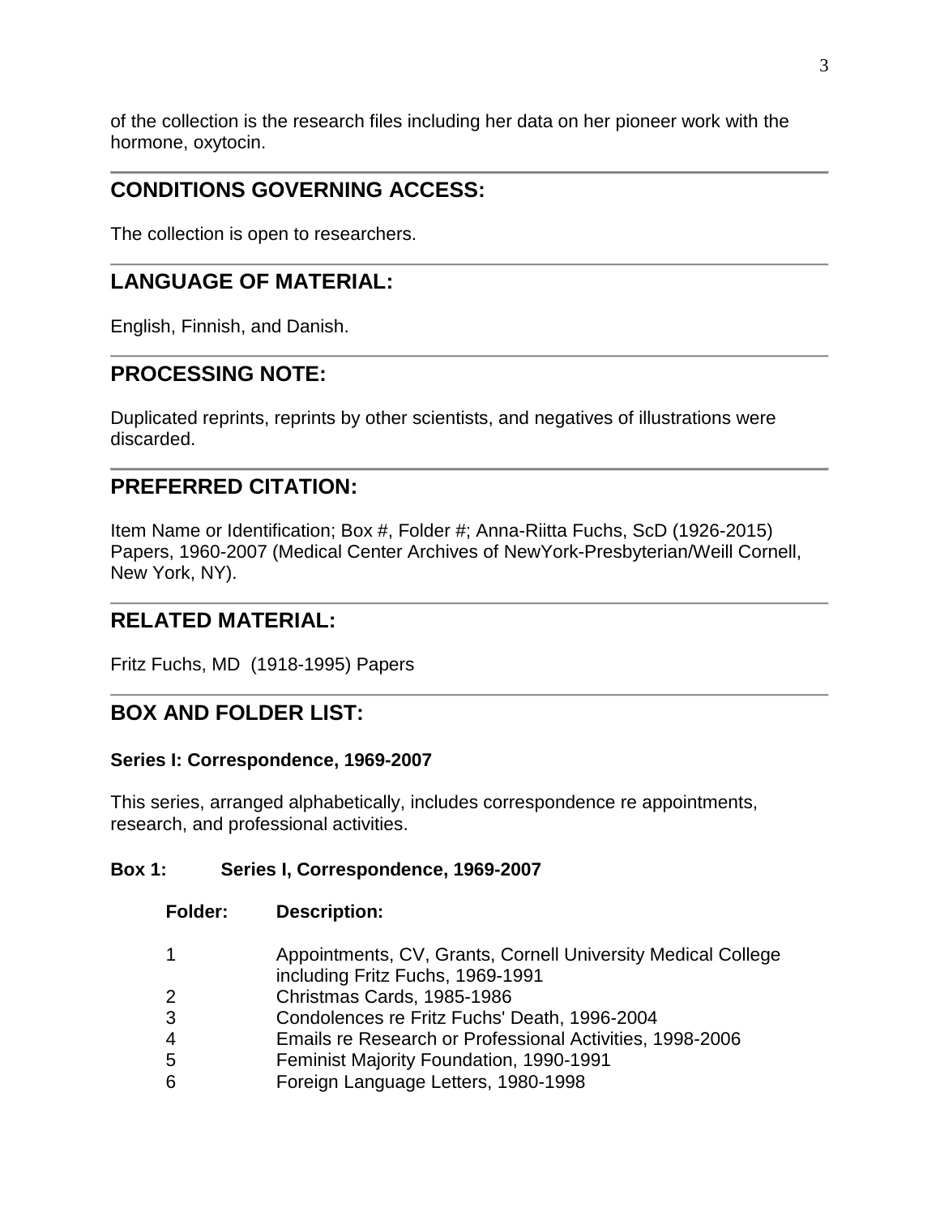of the collection is the research files including her data on her pioneer work with the hormone, oxytocin.

## CONDITIONS GOVERNING ACCESS:

The collection is open to researchers.

## LANGUAGE OF MATERIAL:

English, Finnish, and Danish.

## PROCESSING NOTE:

Duplicated reprints, reprints by other scientists, and negatives of illustrations were discarded.

## PREFERRED CITATION:

Item Name or Identification; Box #, Folder #; Anna-Riitta Fuchs, ScD (1926-2015) Papers, 1960-2007 (Medical Center Archives of NewYork-Presbyterian/Weill Cornell, New York, NY).

## RELATED MATERIAL:

Fritz Fuchs, MD (1918-1995) Papers

## BOX AND FOLDER LIST:

### Series I: Correspondence, 1969-2007

This series, arranged alphabetically, includes correspondence re appointments, research, and professional activities.

**Box 1: Series I, Correspondence, 1969-2007**

| Folder: | Description: |
| --- | --- |
| 1 | Appointments, CV, Grants, Cornell University Medical College including Fritz Fuchs, 1969-1991 |
| 2 | Christmas Cards, 1985-1986 |
| 3 | Condolences re Fritz Fuchs' Death, 1996-2004 |
| 4 | Emails re Research or Professional Activities, 1998-2006 |
| 5 | Feminist Majority Foundation, 1990-1991 |
| 6 | Foreign Language Letters, 1980-1998 |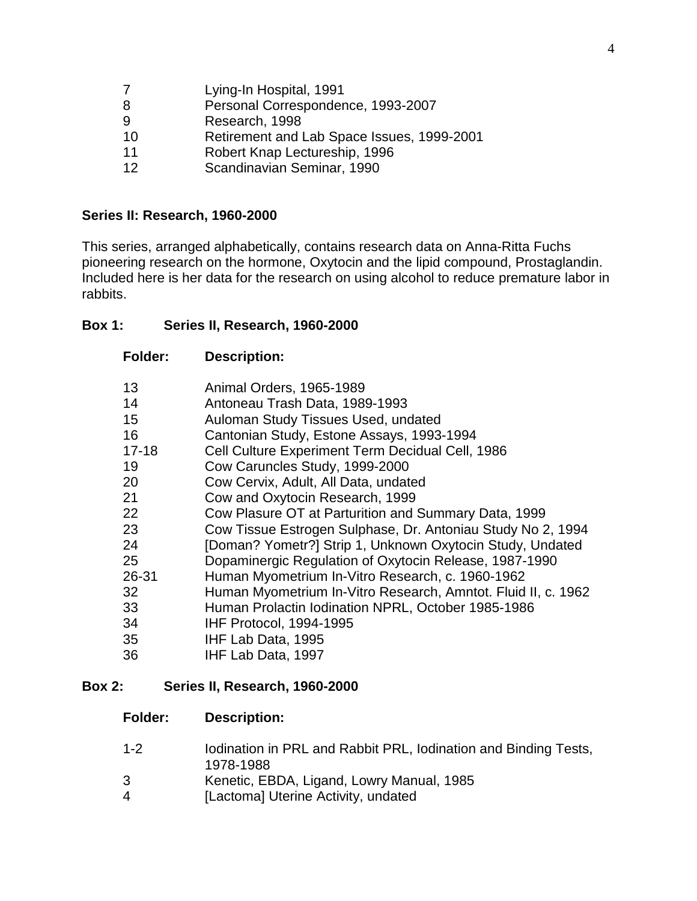| | |
|---|---|
| 7 | Lying-In Hospital, 1991 |
| 8 | Personal Correspondence, 1993-2007 |
| 9 | Research, 1998 |
| 10 | Retirement and Lab Space Issues, 1999-2001 |
| 11 | Robert Knap Lectureship, 1996 |
| 12 | Scandinavian Seminar, 1990 |

**Series II: Research, 1960-2000**

This series, arranged alphabetically, contains research data on Anna-Ritta Fuchs pioneering research on the hormone, Oxytocin and the lipid compound, Prostaglandin. Included here is her data for the research on using alcohol to reduce premature labor in rabbits.

**Box 1: Series II, Research, 1960-2000**

| Folder: | Description: |
|---|---|
| 13 | Animal Orders, 1965-1989 |
| 14 | Antoneau Trash Data, 1989-1993 |
| 15 | Auloman Study Tissues Used, undated |
| 16 | Cantonian Study, Estone Assays, 1993-1994 |
| 17-18 | Cell Culture Experiment Term Decidual Cell, 1986 |
| 19 | Cow Caruncles Study, 1999-2000 |
| 20 | Cow Cervix, Adult, All Data, undated |
| 21 | Cow and Oxytocin Research, 1999 |
| 22 | Cow Plasure OT at Parturition and Summary Data, 1999 |
| 23 | Cow Tissue Estrogen Sulphase, Dr. Antoniau Study No 2, 1994 |
| 24 | [Doman? Yometr?] Strip 1, Unknown Oxytocin Study, Undated |
| 25 | Dopaminergic Regulation of Oxytocin Release, 1987-1990 |
| 26-31 | Human Myometrium In-Vitro Research, c. 1960-1962 |
| 32 | Human Myometrium In-Vitro Research, Amntot. Fluid II, c. 1962 |
| 33 | Human Prolactin Iodination NPRL, October 1985-1986 |
| 34 | IHF Protocol, 1994-1995 |
| 35 | IHF Lab Data, 1995 |
| 36 | IHF Lab Data, 1997 |

**Box 2: Series II, Research, 1960-2000**

| Folder: | Description: |
|---|---|
| 1-2 | Iodination in PRL and Rabbit PRL, Iodination and Binding Tests, 1978-1988 |
| 3 | Kenetic, EBDA, Ligand, Lowry Manual, 1985 |
| 4 | [Lactoma] Uterine Activity, undated |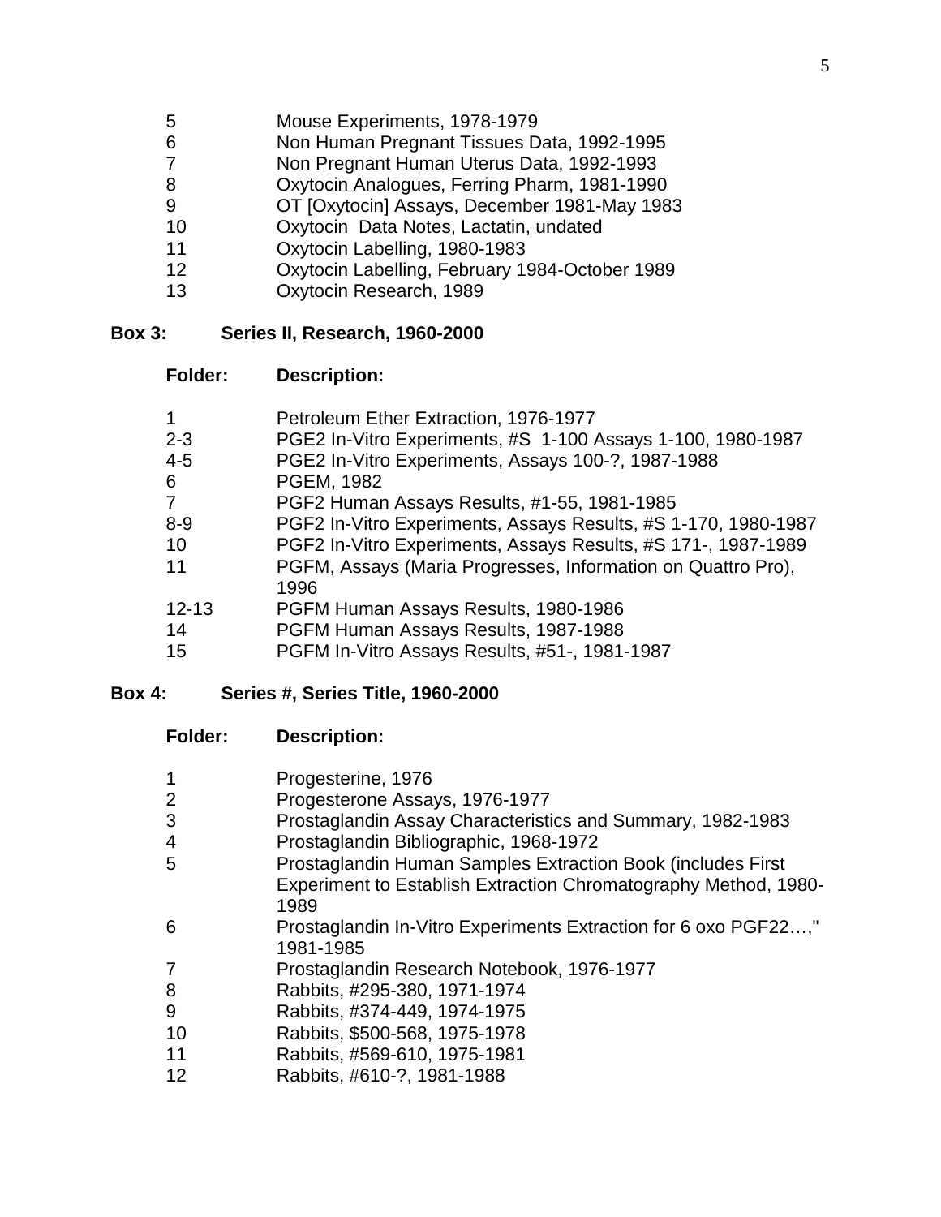| | |
|---|---|
| 5 | Mouse Experiments, 1978-1979 |
| 6 | Non Human Pregnant Tissues Data, 1992-1995 |
| 7 | Non Pregnant Human Uterus Data, 1992-1993 |
| 8 | Oxytocin Analogues, Ferring Pharm, 1981-1990 |
| 9 | OT [Oxytocin] Assays, December 1981-May 1983 |
| 10 | Oxytocin Data Notes, Lactatin, undated |
| 11 | Oxytocin Labelling, 1980-1983 |
| 12 | Oxytocin Labelling, February 1984-October 1989 |
| 13 | Oxytocin Research, 1989 |

**Box 3: Series II, Research, 1960-2000**

| **Folder:** | **Description:** |
|---|---|
| 1 | Petroleum Ether Extraction, 1976-1977 |
| 2-3 | PGE2 In-Vitro Experiments, #S 1-100 Assays 1-100, 1980-1987 |
| 4-5 | PGE2 In-Vitro Experiments, Assays 100-?, 1987-1988 |
| 6 | PGEM, 1982 |
| 7 | PGF2 Human Assays Results, #1-55, 1981-1985 |
| 8-9 | PGF2 In-Vitro Experiments, Assays Results, #S 1-170, 1980-1987 |
| 10 | PGF2 In-Vitro Experiments, Assays Results, #S 171-, 1987-1989 |
| 11 | PGFM, Assays (Maria Progresses, Information on Quattro Pro), 1996 |
| 12-13 | PGFM Human Assays Results, 1980-1986 |
| 14 | PGFM Human Assays Results, 1987-1988 |
| 15 | PGFM In-Vitro Assays Results, #51-, 1981-1987 |

**Box 4: Series #, Series Title, 1960-2000**

| **Folder:** | **Description:** |
|---|---|
| 1 | Progesterine, 1976 |
| 2 | Progesterone Assays, 1976-1977 |
| 3 | Prostaglandin Assay Characteristics and Summary, 1982-1983 |
| 4 | Prostaglandin Bibliographic, 1968-1972 |
| 5 | Prostaglandin Human Samples Extraction Book (includes First Experiment to Establish Extraction Chromatography Method, 1980-1989 |
| 6 | Prostaglandin In-Vitro Experiments Extraction for 6 oxo PGF22…," 1981-1985 |
| 7 | Prostaglandin Research Notebook, 1976-1977 |
| 8 | Rabbits, #295-380, 1971-1974 |
| 9 | Rabbits, #374-449, 1974-1975 |
| 10 | Rabbits, $500-568, 1975-1978 |
| 11 | Rabbits, #569-610, 1975-1981 |
| 12 | Rabbits, #610-?, 1981-1988 |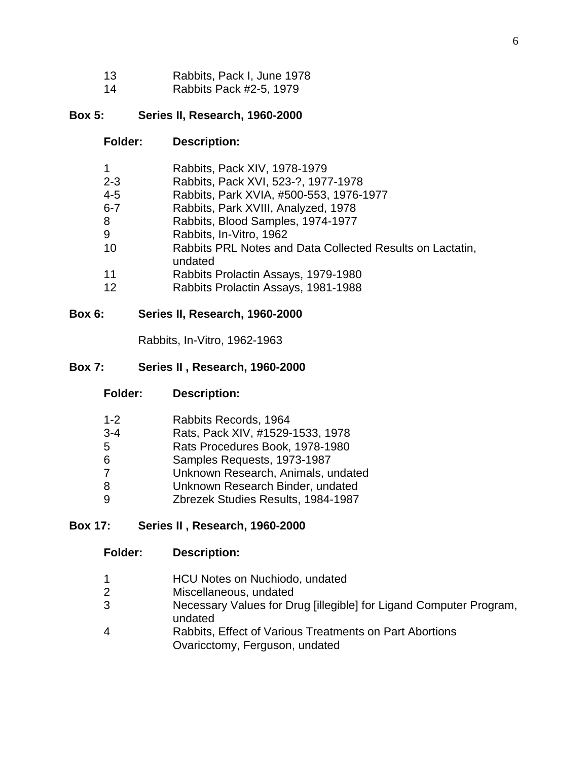| | |
|---|---|
| 13 | Rabbits, Pack I, June 1978 |
| 14 | Rabbits Pack #2-5, 1979 |

**Box 5: Series II, Research, 1960-2000**

| Folder: | Description: |
|---|---|
| 1 | Rabbits, Pack XIV, 1978-1979 |
| 2-3 | Rabbits, Pack XVI, 523-?, 1977-1978 |
| 4-5 | Rabbits, Park XVIA, #500-553, 1976-1977 |
| 6-7 | Rabbits, Park XVIII, Analyzed, 1978 |
| 8 | Rabbits, Blood Samples, 1974-1977 |
| 9 | Rabbits, In-Vitro, 1962 |
| 10 | Rabbits PRL Notes and Data Collected Results on Lactatin, undated |
| 11 | Rabbits Prolactin Assays, 1979-1980 |
| 12 | Rabbits Prolactin Assays, 1981-1988 |

**Box 6: Series II, Research, 1960-2000**

Rabbits, In-Vitro, 1962-1963

**Box 7: Series II , Research, 1960-2000**

| Folder: | Description: |
|---|---|
| 1-2 | Rabbits Records, 1964 |
| 3-4 | Rats, Pack XIV, #1529-1533, 1978 |
| 5 | Rats Procedures Book, 1978-1980 |
| 6 | Samples Requests, 1973-1987 |
| 7 | Unknown Research, Animals, undated |
| 8 | Unknown Research Binder, undated |
| 9 | Zbrezek Studies Results, 1984-1987 |

**Box 17: Series II , Research, 1960-2000**

| Folder: | Description: |
|---|---|
| 1 | HCU Notes on Nuchiodo, undated |
| 2 | Miscellaneous, undated |
| 3 | Necessary Values for Drug [illegible] for Ligand Computer Program, undated |
| 4 | Rabbits, Effect of Various Treatments on Part Abortions Ovaricctomy, Ferguson, undated |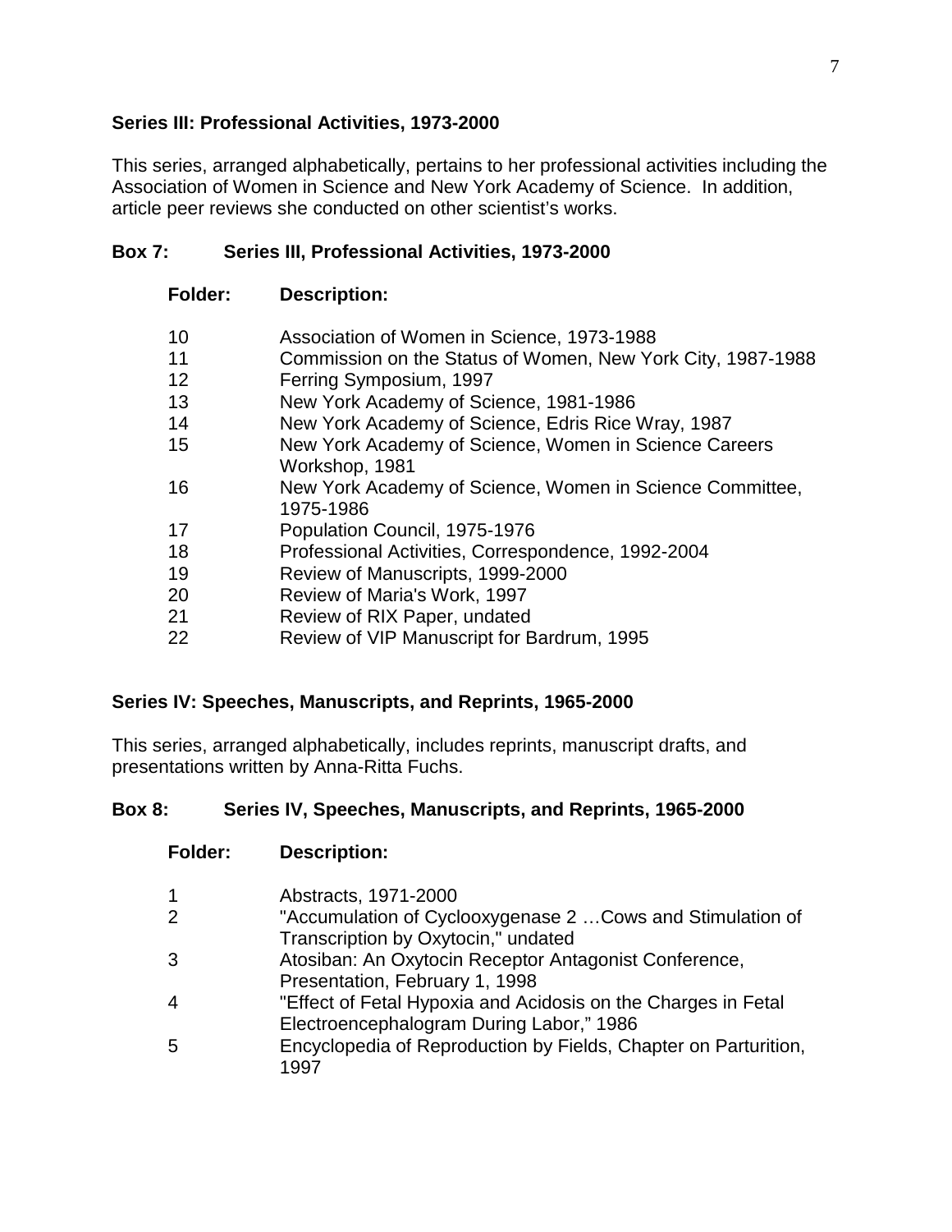### Series III: Professional Activities, 1973-2000

This series, arranged alphabetically, pertains to her professional activities including the Association of Women in Science and New York Academy of Science. In addition, article peer reviews she conducted on other scientist's works.

### Box 7: Series III, Professional Activities, 1973-2000

| Folder: | Description: |
|---|---|
| 10 | Association of Women in Science, 1973-1988 |
| 11 | Commission on the Status of Women, New York City, 1987-1988 |
| 12 | Ferring Symposium, 1997 |
| 13 | New York Academy of Science, 1981-1986 |
| 14 | New York Academy of Science, Edris Rice Wray, 1987 |
| 15 | New York Academy of Science, Women in Science Careers Workshop, 1981 |
| 16 | New York Academy of Science, Women in Science Committee, 1975-1986 |
| 17 | Population Council, 1975-1976 |
| 18 | Professional Activities, Correspondence, 1992-2004 |
| 19 | Review of Manuscripts, 1999-2000 |
| 20 | Review of Maria's Work, 1997 |
| 21 | Review of RIX Paper, undated |
| 22 | Review of VIP Manuscript for Bardrum, 1995 |

### Series IV: Speeches, Manuscripts, and Reprints, 1965-2000

This series, arranged alphabetically, includes reprints, manuscript drafts, and presentations written by Anna-Ritta Fuchs.

### Box 8: Series IV, Speeches, Manuscripts, and Reprints, 1965-2000

| Folder: | Description: |
|---|---|
| 1 | Abstracts, 1971-2000 |
| 2 | "Accumulation of Cyclooxygenase 2 …Cows and Stimulation of Transcription by Oxytocin," undated |
| 3 | Atosiban: An Oxytocin Receptor Antagonist Conference, Presentation, February 1, 1998 |
| 4 | "Effect of Fetal Hypoxia and Acidosis on the Charges in Fetal Electroencephalogram During Labor," 1986 |
| 5 | Encyclopedia of Reproduction by Fields, Chapter on Parturition, 1997 |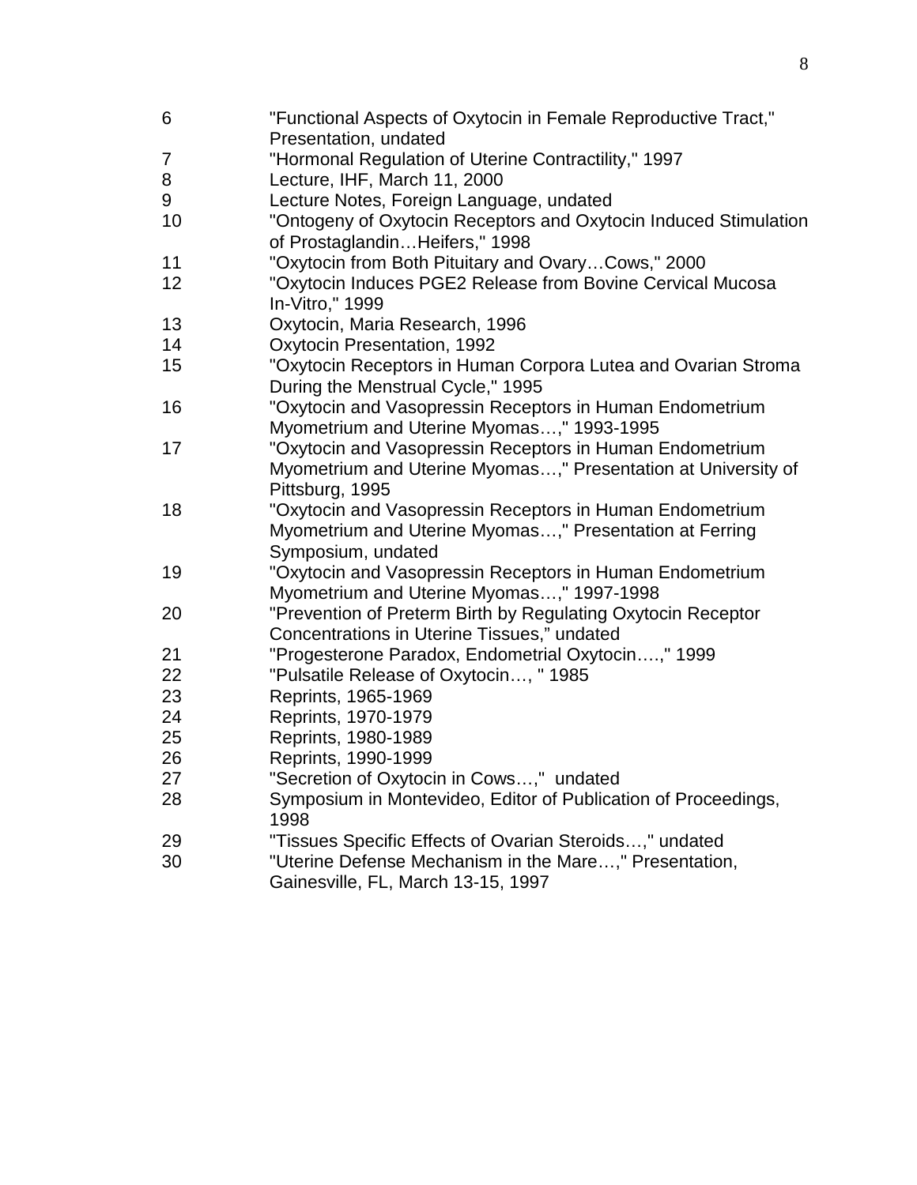| | |
|---|---|
| 6 | "Functional Aspects of Oxytocin in Female Reproductive Tract," Presentation, undated |
| 7 | "Hormonal Regulation of Uterine Contractility," 1997 |
| 8 | Lecture, IHF, March 11, 2000 |
| 9 | Lecture Notes, Foreign Language, undated |
| 10 | "Ontogeny of Oxytocin Receptors and Oxytocin Induced Stimulation of Prostaglandin…Heifers," 1998 |
| 11 | "Oxytocin from Both Pituitary and Ovary…Cows," 2000 |
| 12 | "Oxytocin Induces PGE2 Release from Bovine Cervical Mucosa In-Vitro," 1999 |
| 13 | Oxytocin, Maria Research, 1996 |
| 14 | Oxytocin Presentation, 1992 |
| 15 | "Oxytocin Receptors in Human Corpora Lutea and Ovarian Stroma During the Menstrual Cycle," 1995 |
| 16 | "Oxytocin and Vasopressin Receptors in Human Endometrium Myometrium and Uterine Myomas…," 1993-1995 |
| 17 | "Oxytocin and Vasopressin Receptors in Human Endometrium Myometrium and Uterine Myomas…," Presentation at University of Pittsburg, 1995 |
| 18 | "Oxytocin and Vasopressin Receptors in Human Endometrium Myometrium and Uterine Myomas…," Presentation at Ferring Symposium, undated |
| 19 | "Oxytocin and Vasopressin Receptors in Human Endometrium Myometrium and Uterine Myomas…," 1997-1998 |
| 20 | "Prevention of Preterm Birth by Regulating Oxytocin Receptor Concentrations in Uterine Tissues," undated |
| 21 | "Progesterone Paradox, Endometrial Oxytocin….," 1999 |
| 22 | "Pulsatile Release of Oxytocin…, " 1985 |
| 23 | Reprints, 1965-1969 |
| 24 | Reprints, 1970-1979 |
| 25 | Reprints, 1980-1989 |
| 26 | Reprints, 1990-1999 |
| 27 | "Secretion of Oxytocin in Cows…," undated |
| 28 | Symposium in Montevideo, Editor of Publication of Proceedings, 1998 |
| 29 | "Tissues Specific Effects of Ovarian Steroids…," undated |
| 30 | "Uterine Defense Mechanism in the Mare…," Presentation, Gainesville, FL, March 13-15, 1997 |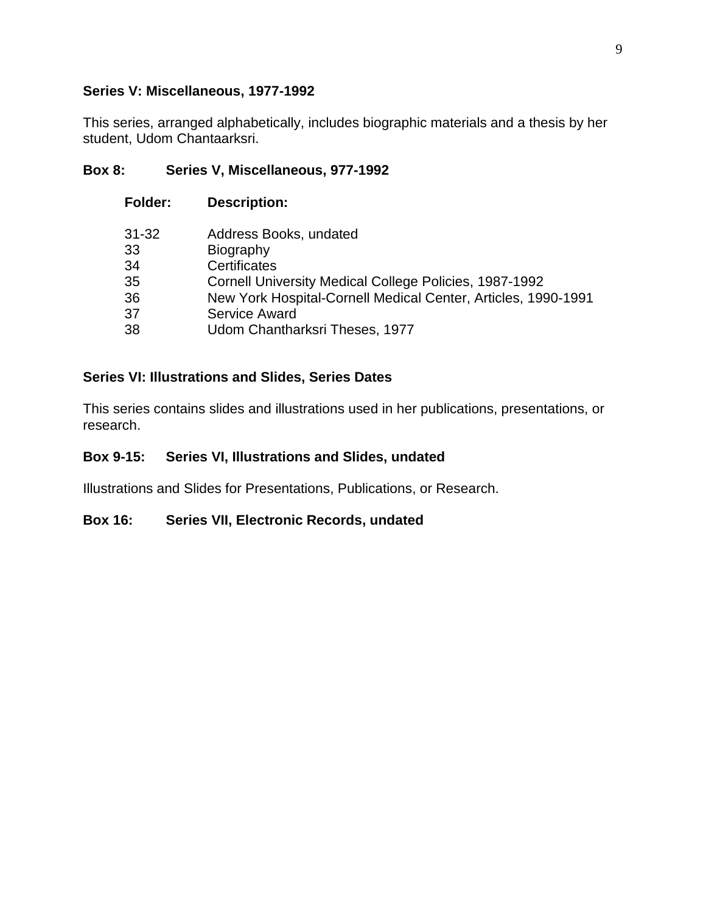### Series V: Miscellaneous, 1977-1992

This series, arranged alphabetically, includes biographic materials and a thesis by her student, Udom Chantaarksri.

**Box 8: Series V, Miscellaneous, 977-1992**

| Folder: | Description: |
|---|---|
| 31-32 | Address Books, undated |
| 33 | Biography |
| 34 | Certificates |
| 35 | Cornell University Medical College Policies, 1987-1992 |
| 36 | New York Hospital-Cornell Medical Center, Articles, 1990-1991 |
| 37 | Service Award |
| 38 | Udom Chantharksri Theses, 1977 |

### Series VI: Illustrations and Slides, Series Dates

This series contains slides and illustrations used in her publications, presentations, or research.

**Box 9-15: Series VI, Illustrations and Slides, undated**

Illustrations and Slides for Presentations, Publications, or Research.

**Box 16: Series VII, Electronic Records, undated**